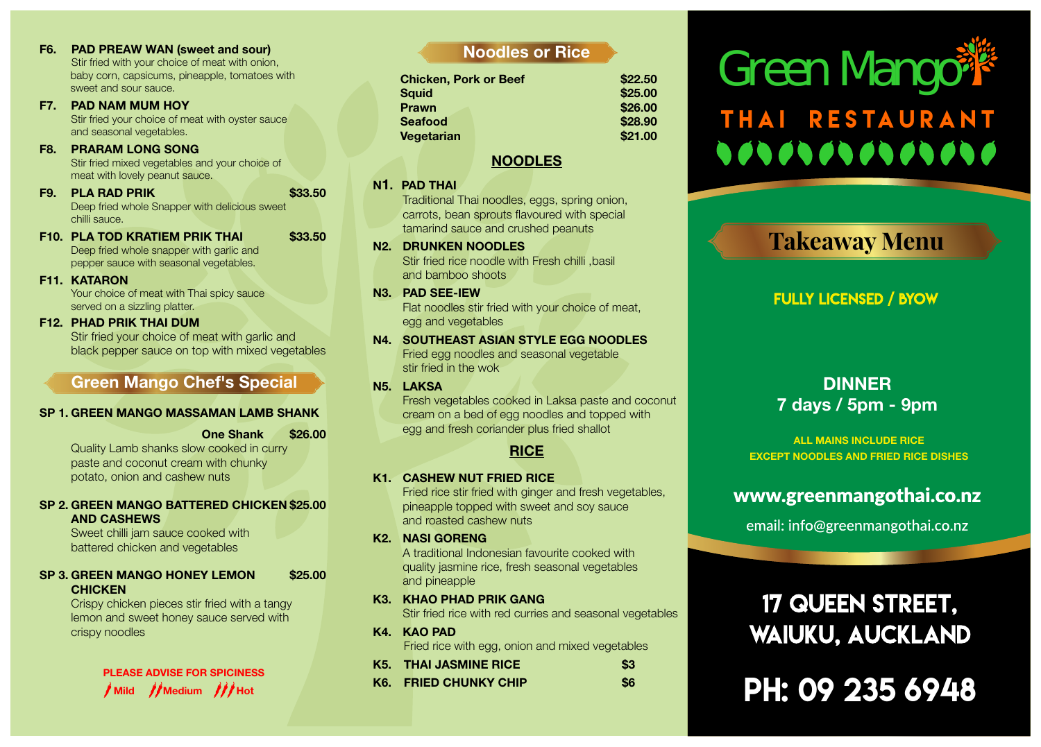**F6. PAD PREAW WAN (sweet and sour)**
Stir fried with your choice of meat with onion, baby corn, capsicums, pineapple, tomatoes with sweet and sour sauce.

**F7. PAD NAM MUM HOY**
Stir fried your choice of meat with oyster sauce and seasonal vegetables.

**F8. PRARAM LONG SONG**
Stir fried mixed vegetables and your choice of meat with lovely peanut sauce.

**F9. PLA RAD PRIK** **$33.50**
Deep fried whole Snapper with delicious sweet chilli sauce.

**F10. PLA TOD KRATIEM PRIK THAI** **$33.50**
Deep fried whole snapper with garlic and pepper sauce with seasonal vegetables.

**F11. KATARON**
Your choice of meat with Thai spicy sauce served on a sizzling platter.

**F12. PHAD PRIK THAI DUM**
Stir fried your choice of meat with garlic and black pepper sauce on top with mixed vegetables

## Green Mango Chef's Special

**SP 1. GREEN MANGO MASSAMAN LAMB SHANK**

**One Shank** **$26.00**
Quality Lamb shanks slow cooked in curry paste and coconut cream with chunky potato, onion and cashew nuts

**SP 2. GREEN MANGO BATTERED CHICKEN AND CASHEWS** **$25.00**
Sweet chilli jam sauce cooked with battered chicken and vegetables

**SP 3. GREEN MANGO HONEY LEMON CHICKEN** **$25.00**
Crispy chicken pieces stir fried with a tangy lemon and sweet honey sauce served with crispy noodles

**PLEASE ADVISE FOR SPICINESS**
Mild / Medium / Hot

## Noodles or Rice

| | |
|---|---|
| **Chicken, Pork or Beef** | **$22.50** |
| **Squid** | **$25.00** |
| **Prawn** | **$26.00** |
| **Seafood** | **$28.90** |
| **Vegetarian** | **$21.00** |

### NOODLES

**N1. PAD THAI**
Traditional Thai noodles, eggs, spring onion, carrots, bean sprouts flavoured with special tamarind sauce and crushed peanuts

**N2. DRUNKEN NOODLES**
Stir fried rice noodle with Fresh chilli ,basil and bamboo shoots

**N3. PAD SEE-IEW**
Flat noodles stir fried with your choice of meat, egg and vegetables

**N4. SOUTHEAST ASIAN STYLE EGG NOODLES**
Fried egg noodles and seasonal vegetable stir fried in the wok

**N5. LAKSA**
Fresh vegetables cooked in Laksa paste and coconut cream on a bed of egg noodles and topped with egg and fresh coriander plus fried shallot

### RICE

**K1. CASHEW NUT FRIED RICE**
Fried rice stir fried with ginger and fresh vegetables, pineapple topped with sweet and soy sauce and roasted cashew nuts

**K2. NASI GORENG**
A traditional Indonesian favourite cooked with quality jasmine rice, fresh seasonal vegetables and pineapple

**K3. KHAO PHAD PRIK GANG**
Stir fried rice with red curries and seasonal vegetables

**K4. KAO PAD**
Fried rice with egg, onion and mixed vegetables

**K5. THAI JASMINE RICE** **$3**

**K6. FRIED CHUNKY CHIP** **$6**

# Green Mango

## THAI RESTAURANT

## Takeaway Menu

**FULLY LICENSED / BYOW**

**DINNER**
**7 days / 5pm - 9pm**

**ALL MAINS INCLUDE RICE**
**EXCEPT NOODLES AND FRIED RICE DISHES**

**www.greenmangothai.co.nz**

email: info@greenmangothai.co.nz

**17 QUEEN STREET, WAIUKU, AUCKLAND**

**PH: 09 235 6948**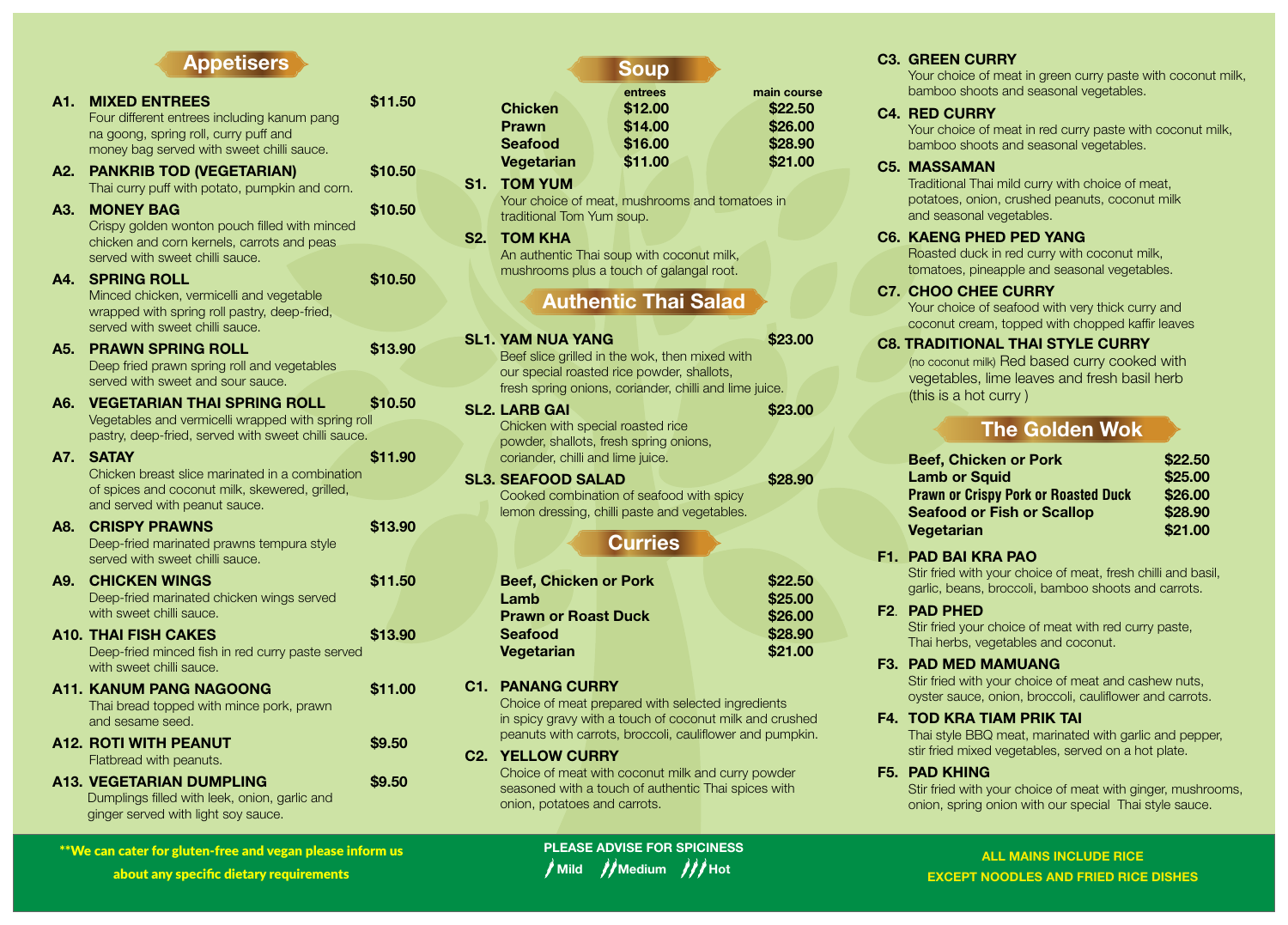## Appetisers

**A1. MIXED ENTREES** — $11.50
Four different entrees including kanum pang na goong, spring roll, curry puff and money bag served with sweet chilli sauce.

**A2. PANKRIB TOD (VEGETARIAN)** — $10.50
Thai curry puff with potato, pumpkin and corn.

**A3. MONEY BAG** — $10.50
Crispy golden wonton pouch filled with minced chicken and corn kernels, carrots and peas served with sweet chilli sauce.

**A4. SPRING ROLL** — $10.50
Minced chicken, vermicelli and vegetable wrapped with spring roll pastry, deep-fried, served with sweet chilli sauce.

**A5. PRAWN SPRING ROLL** — $13.90
Deep fried prawn spring roll and vegetables served with sweet and sour sauce.

**A6. VEGETARIAN THAI SPRING ROLL** — $10.50
Vegetables and vermicelli wrapped with spring roll pastry, deep-fried, served with sweet chilli sauce.

**A7. SATAY** — $11.90
Chicken breast slice marinated in a combination of spices and coconut milk, skewered, grilled, and served with peanut sauce.

**A8. CRISPY PRAWNS** — $13.90
Deep-fried marinated prawns tempura style served with sweet chilli sauce.

**A9. CHICKEN WINGS** — $11.50
Deep-fried marinated chicken wings served with sweet chilli sauce.

**A10. THAI FISH CAKES** — $13.90
Deep-fried minced fish in red curry paste served with sweet chilli sauce.

**A11. KANUM PANG NAGOONG** — $11.00
Thai bread topped with mince pork, prawn and sesame seed.

**A12. ROTI WITH PEANUT** — $9.50
Flatbread with peanuts.

**A13. VEGETARIAN DUMPLING** — $9.50
Dumplings filled with leek, onion, garlic and ginger served with light soy sauce.

**We can cater for gluten-free and vegan please inform us about any specific dietary requirements

## Soup

| | entrees | main course |
|---|---|---|
| **Chicken** | $12.00 | $22.50 |
| **Prawn** | $14.00 | $26.00 |
| **Seafood** | $16.00 | $28.90 |
| **Vegetarian** | $11.00 | $21.00 |

**S1. TOM YUM**
Your choice of meat, mushrooms and tomatoes in traditional Tom Yum soup.

**S2. TOM KHA**
An authentic Thai soup with coconut milk, mushrooms plus a touch of galangal root.

## Authentic Thai Salad

**SL1. YAM NUA YANG** — $23.00
Beef slice grilled in the wok, then mixed with our special roasted rice powder, shallots, fresh spring onions, coriander, chilli and lime juice.

**SL2. LARB GAI** — $23.00
Chicken with special roasted rice powder, shallots, fresh spring onions, coriander, chilli and lime juice.

**SL3. SEAFOOD SALAD** — $28.90
Cooked combination of seafood with spicy lemon dressing, chilli paste and vegetables.

## Curries

| | |
|---|---|
| **Beef, Chicken or Pork** | $22.50 |
| **Lamb** | $25.00 |
| **Prawn or Roast Duck** | $26.00 |
| **Seafood** | $28.90 |
| **Vegetarian** | $21.00 |

**C1. PANANG CURRY**
Choice of meat prepared with selected ingredients in spicy gravy with a touch of coconut milk and crushed peanuts with carrots, broccoli, cauliflower and pumpkin.

**C2. YELLOW CURRY**
Choice of meat with coconut milk and curry powder seasoned with a touch of authentic Thai spices with onion, potatoes and carrots.

**C3. GREEN CURRY**
Your choice of meat in green curry paste with coconut milk, bamboo shoots and seasonal vegetables.

**C4. RED CURRY**
Your choice of meat in red curry paste with coconut milk, bamboo shoots and seasonal vegetables.

**C5. MASSAMAN**
Traditional Thai mild curry with choice of meat, potatoes, onion, crushed peanuts, coconut milk and seasonal vegetables.

**C6. KAENG PHED PED YANG**
Roasted duck in red curry with coconut milk, tomatoes, pineapple and seasonal vegetables.

**C7. CHOO CHEE CURRY**
Your choice of seafood with very thick curry and coconut cream, topped with chopped kaffir leaves

**C8. TRADITIONAL THAI STYLE CURRY**
(no coconut milk) Red based curry cooked with vegetables, lime leaves and fresh basil herb (this is a hot curry )

PLEASE ADVISE FOR SPICINESS
Mild / Medium / Hot

## The Golden Wok

| | |
|---|---|
| **Beef, Chicken or Pork** | $22.50 |
| **Lamb or Squid** | $25.00 |
| **Prawn or Crispy Pork or Roasted Duck** | $26.00 |
| **Seafood or Fish or Scallop** | $28.90 |
| **Vegetarian** | $21.00 |

**F1. PAD BAI KRA PAO**
Stir fried with your choice of meat, fresh chilli and basil, garlic, beans, broccoli, bamboo shoots and carrots.

**F2. PAD PHED**
Stir fried your choice of meat with red curry paste, Thai herbs, vegetables and coconut.

**F3. PAD MED MAMUANG**
Stir fried with your choice of meat and cashew nuts, oyster sauce, onion, broccoli, cauliflower and carrots.

**F4. TOD KRA TIAM PRIK TAI**
Thai style BBQ meat, marinated with garlic and pepper, stir fried mixed vegetables, served on a hot plate.

**F5. PAD KHING**
Stir fried with your choice of meat with ginger, mushrooms, onion, spring onion with our special Thai style sauce.

ALL MAINS INCLUDE RICE
EXCEPT NOODLES AND FRIED RICE DISHES